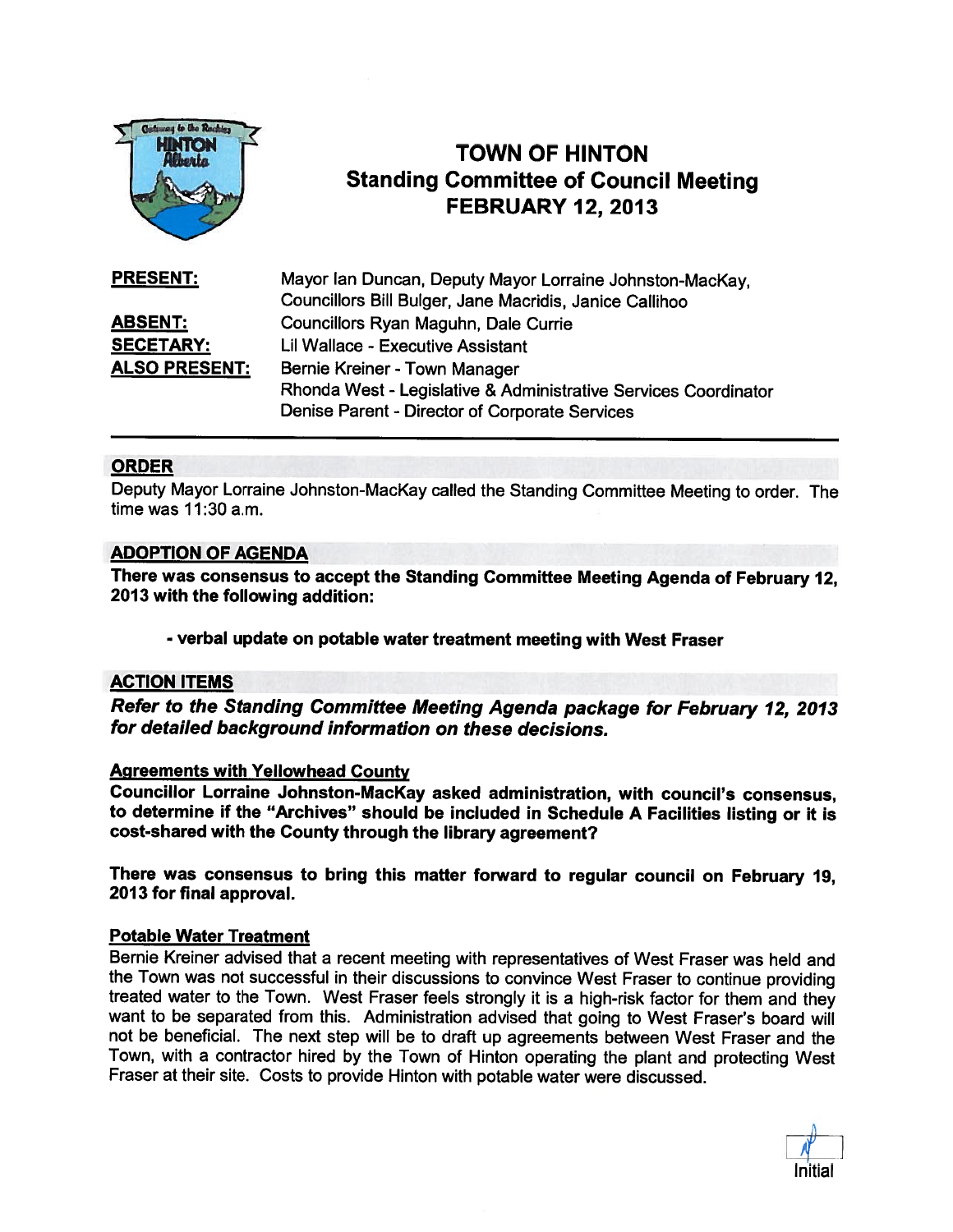# TOWN OF HINTON
## Standing Committee of Council Meeting
## FEBRUARY 12, 2013

| | |
|---|---|
| **PRESENT:** | Mayor Ian Duncan, Deputy Mayor Lorraine Johnston-MacKay, Councillors Bill Bulger, Jane Macridis, Janice Callihoo |
| **ABSENT:** | Councillors Ryan Maguhn, Dale Currie |
| **SECETARY:** | Lil Wallace - Executive Assistant |
| **ALSO PRESENT:** | Bernie Kreiner - Town Manager<br>Rhonda West - Legislative & Administrative Services Coordinator<br>Denise Parent - Director of Corporate Services |

---

## ORDER

Deputy Mayor Lorraine Johnston-MacKay called the Standing Committee Meeting to order. The time was 11:30 a.m.

## ADOPTION OF AGENDA

**There was consensus to accept the Standing Committee Meeting Agenda of February 12, 2013 with the following addition:**

- **verbal update on potable water treatment meeting with West Fraser**

## ACTION ITEMS

***Refer to the Standing Committee Meeting Agenda package for February 12, 2013 for detailed background information on these decisions.***

### Agreements with Yellowhead County

**Councillor Lorraine Johnston-MacKay asked administration, with council's consensus, to determine if the "Archives" should be included in Schedule A Facilities listing or it is cost-shared with the County through the library agreement?**

**There was consensus to bring this matter forward to regular council on February 19, 2013 for final approval.**

### Potable Water Treatment

Bernie Kreiner advised that a recent meeting with representatives of West Fraser was held and the Town was not successful in their discussions to convince West Fraser to continue providing treated water to the Town. West Fraser feels strongly it is a high-risk factor for them and they want to be separated from this. Administration advised that going to West Fraser's board will not be beneficial. The next step will be to draft up agreements between West Fraser and the Town, with a contractor hired by the Town of Hinton operating the plant and protecting West Fraser at their site. Costs to provide Hinton with potable water were discussed.

Initial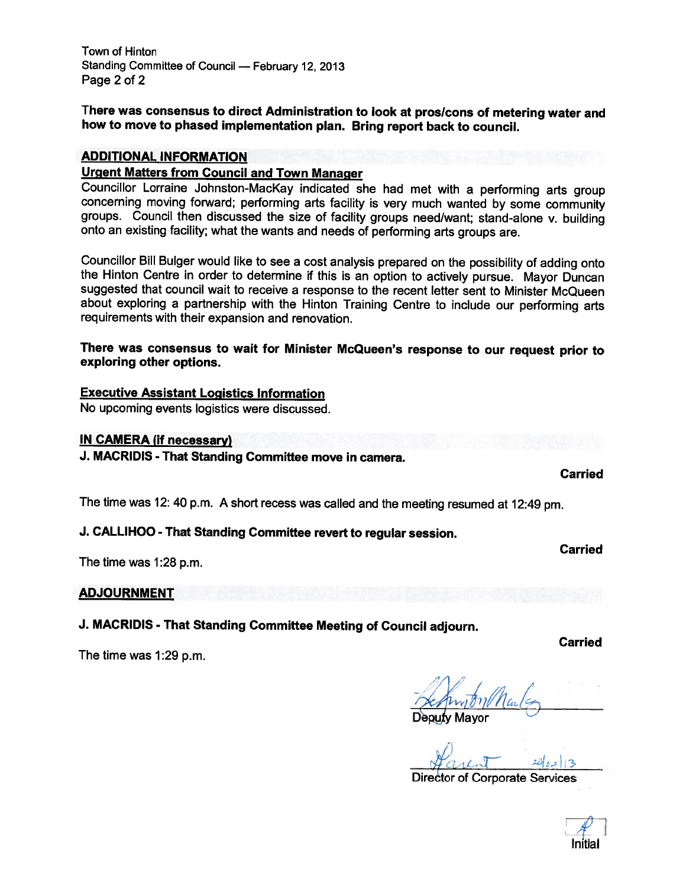**There was consensus to direct Administration to look at pros/cons of metering water and how to move to phased implementation plan. Bring report back to council.**

## ADDITIONAL INFORMATION

### Urgent Matters from Council and Town Manager

Councillor Lorraine Johnston-MacKay indicated she had met with a performing arts group concerning moving forward; performing arts facility is very much wanted by some community groups. Council then discussed the size of facility groups need/want; stand-alone v. building onto an existing facility; what the wants and needs of performing arts groups are.

Councillor Bill Bulger would like to see a cost analysis prepared on the possibility of adding onto the Hinton Centre in order to determine if this is an option to actively pursue. Mayor Duncan suggested that council wait to receive a response to the recent letter sent to Minister McQueen about exploring a partnership with the Hinton Training Centre to include our performing arts requirements with their expansion and renovation.

**There was consensus to wait for Minister McQueen's response to our request prior to exploring other options.**

### Executive Assistant Logistics Information

No upcoming events logistics were discussed.

## IN CAMERA (if necessary)

**J. MACRIDIS - That Standing Committee move in camera.**

**Carried**

The time was 12: 40 p.m. A short recess was called and the meeting resumed at 12:49 pm.

**J. CALLIHOO - That Standing Committee revert to regular session.**

**Carried**

The time was 1:28 p.m.

## ADJOURNMENT

**J. MACRIDIS - That Standing Committee Meeting of Council adjourn.**

**Carried**

The time was 1:29 p.m.

Deputy Mayor

20/02/13

Director of Corporate Services

Initial